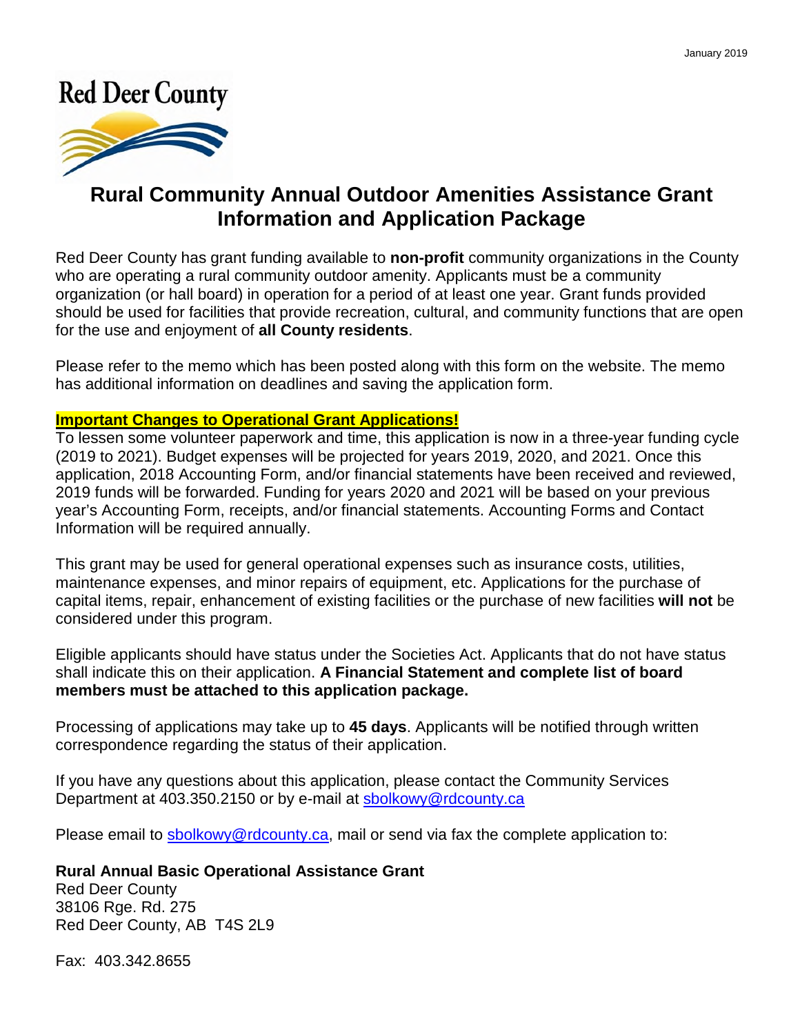January 2019

Red Deer County

# Rural Community Annual Outdoor Amenities Assistance Grant Information and Application Package

Red Deer County has grant funding available to **non-profit** community organizations in the County who are operating a rural community outdoor amenity. Applicants must be a community organization (or hall board) in operation for a period of at least one year. Grant funds provided should be used for facilities that provide recreation, cultural, and community functions that are open for the use and enjoyment of **all County residents**.

Please refer to the memo which has been posted along with this form on the website. The memo has additional information on deadlines and saving the application form.

**Important Changes to Operational Grant Applications!**

To lessen some volunteer paperwork and time, this application is now in a three-year funding cycle (2019 to 2021). Budget expenses will be projected for years 2019, 2020, and 2021. Once this application, 2018 Accounting Form, and/or financial statements have been received and reviewed, 2019 funds will be forwarded. Funding for years 2020 and 2021 will be based on your previous year's Accounting Form, receipts, and/or financial statements. Accounting Forms and Contact Information will be required annually.

This grant may be used for general operational expenses such as insurance costs, utilities, maintenance expenses, and minor repairs of equipment, etc. Applications for the purchase of capital items, repair, enhancement of existing facilities or the purchase of new facilities **will not** be considered under this program.

Eligible applicants should have status under the Societies Act. Applicants that do not have status shall indicate this on their application. **A Financial Statement and complete list of board members must be attached to this application package.**

Processing of applications may take up to **45 days**. Applicants will be notified through written correspondence regarding the status of their application.

If you have any questions about this application, please contact the Community Services Department at 403.350.2150 or by e-mail at sbolkowy@rdcounty.ca

Please email to sbolkowy@rdcounty.ca, mail or send via fax the complete application to:

**Rural Annual Basic Operational Assistance Grant**
Red Deer County
38106 Rge. Rd. 275
Red Deer County, AB T4S 2L9

Fax: 403.342.8655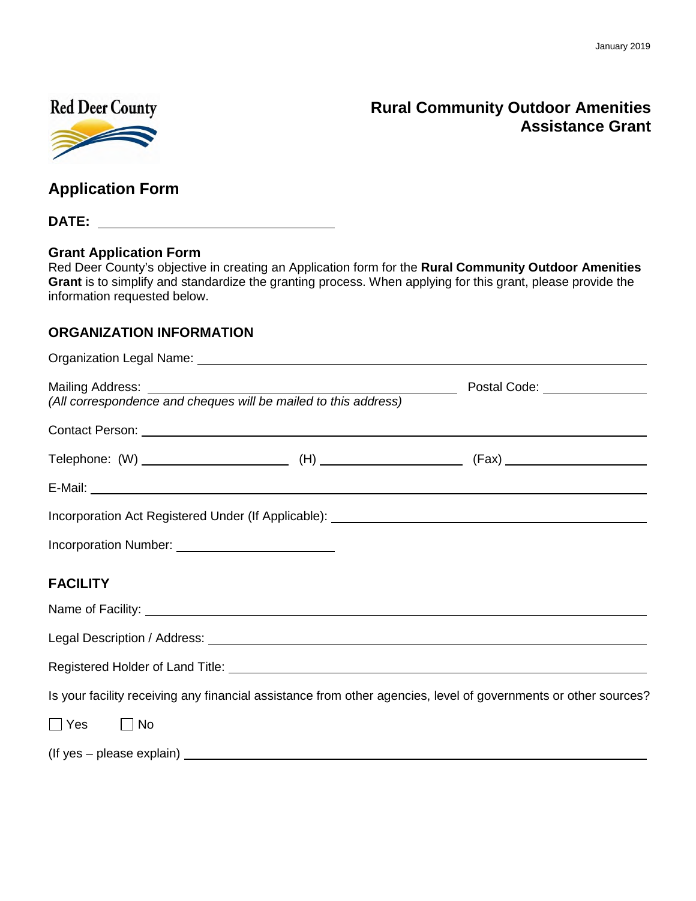Red Deer County

# Rural Community Outdoor Amenities Assistance Grant

## Application Form

**DATE:** ______________________________

### Grant Application Form

Red Deer County's objective in creating an Application form for the **Rural Community Outdoor Amenities Grant** is to simplify and standardize the granting process. When applying for this grant, please provide the information requested below.

### ORGANIZATION INFORMATION

Organization Legal Name: ______________________________

Mailing Address: ______________________________ Postal Code: ______________
*(All correspondence and cheques will be mailed to this address)*

Contact Person: ______________________________

Telephone: (W) ______________ (H) ______________ (Fax) ______________

E-Mail: ______________________________

Incorporation Act Registered Under (If Applicable): ______________________________

Incorporation Number: ______________________________

### FACILITY

Name of Facility: ______________________________

Legal Description / Address: ______________________________

Registered Holder of Land Title: ______________________________

Is your facility receiving any financial assistance from other agencies, level of governments or other sources?

☐ Yes ☐ No

(If yes – please explain) ______________________________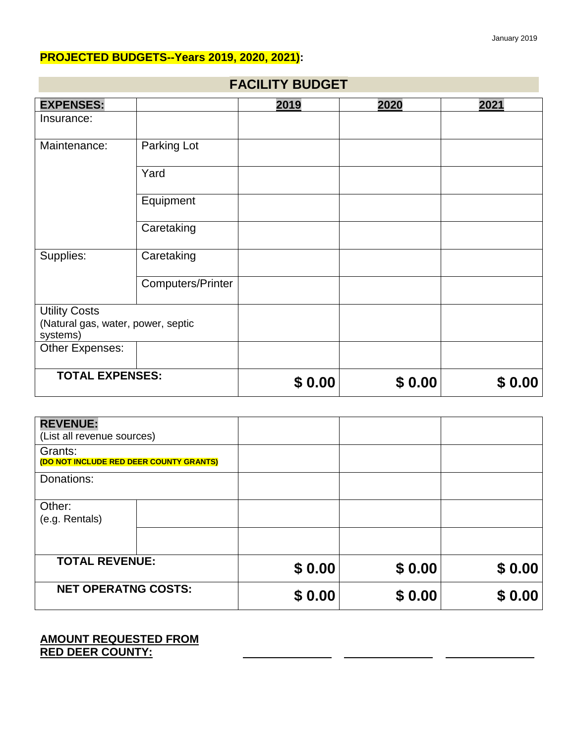January 2019

**PROJECTED BUDGETS--Years 2019, 2020, 2021):**

## FACILITY BUDGET

| **EXPENSES:** | | **2019** | **2020** | **2021** |
|---|---|---|---|---|
| Insurance: | | | | |
| Maintenance: | Parking Lot | | | |
| | Yard | | | |
| | Equipment | | | |
| | Caretaking | | | |
| Supplies: | Caretaking | | | |
| | Computers/Printer | | | |
| Utility Costs (Natural gas, water, power, septic systems) | | | | |
| Other Expenses: | | | | |
| **TOTAL EXPENSES:** | | **$ 0.00** | **$ 0.00** | **$ 0.00** |

| | | | | |
|---|---|---|---|---|
| **REVENUE:** (List all revenue sources) | | | | |
| Grants: **(DO NOT INCLUDE RED DEER COUNTY GRANTS)** | | | | |
| Donations: | | | | |
| Other: (e.g. Rentals) | | | | |
| | | | | |
| **TOTAL REVENUE:** | | **$ 0.00** | **$ 0.00** | **$ 0.00** |
| **NET OPERATNG COSTS:** | | **$ 0.00** | **$ 0.00** | **$ 0.00** |

**AMOUNT REQUESTED FROM RED DEER COUNTY:** ______________ ______________ ______________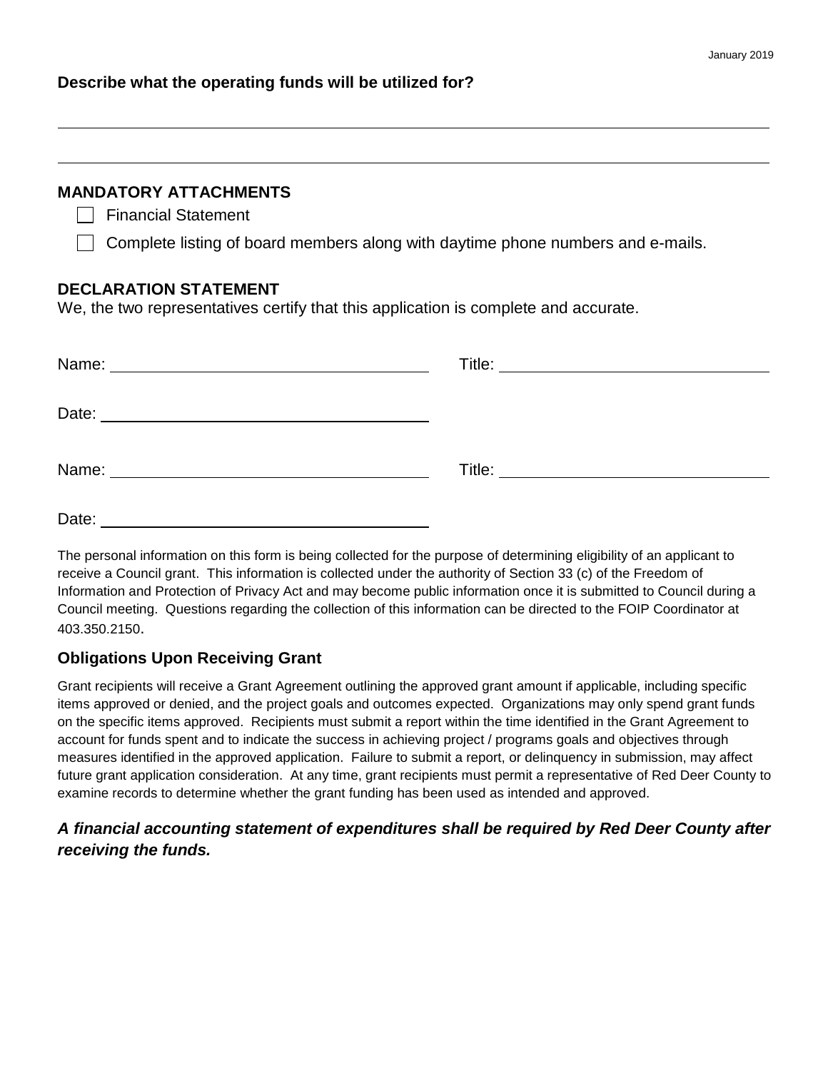**Describe what the operating funds will be utilized for?**

\_\_\_\_\_\_\_\_\_\_\_\_\_\_\_\_\_\_\_\_\_\_\_\_\_\_\_\_\_\_\_\_\_\_\_\_\_\_\_\_\_\_\_\_\_\_\_\_\_\_\_\_\_\_\_\_\_\_\_\_\_\_\_\_\_\_\_\_\_\_

\_\_\_\_\_\_\_\_\_\_\_\_\_\_\_\_\_\_\_\_\_\_\_\_\_\_\_\_\_\_\_\_\_\_\_\_\_\_\_\_\_\_\_\_\_\_\_\_\_\_\_\_\_\_\_\_\_\_\_\_\_\_\_\_\_\_\_\_\_\_

### MANDATORY ATTACHMENTS

- [ ] Financial Statement
- [ ] Complete listing of board members along with daytime phone numbers and e-mails.

### DECLARATION STATEMENT

We, the two representatives certify that this application is complete and accurate.

Name: \_\_\_\_\_\_\_\_\_\_\_\_\_\_\_\_\_\_\_\_\_\_\_\_\_\_\_\_\_\_ Title: \_\_\_\_\_\_\_\_\_\_\_\_\_\_\_\_\_\_\_\_\_\_\_\_\_\_\_\_\_\_

Date: \_\_\_\_\_\_\_\_\_\_\_\_\_\_\_\_\_\_\_\_\_\_\_\_\_\_\_\_\_\_

Name: \_\_\_\_\_\_\_\_\_\_\_\_\_\_\_\_\_\_\_\_\_\_\_\_\_\_\_\_\_\_ Title: \_\_\_\_\_\_\_\_\_\_\_\_\_\_\_\_\_\_\_\_\_\_\_\_\_\_\_\_\_\_

Date: \_\_\_\_\_\_\_\_\_\_\_\_\_\_\_\_\_\_\_\_\_\_\_\_\_\_\_\_\_\_

The personal information on this form is being collected for the purpose of determining eligibility of an applicant to receive a Council grant. This information is collected under the authority of Section 33 (c) of the Freedom of Information and Protection of Privacy Act and may become public information once it is submitted to Council during a Council meeting. Questions regarding the collection of this information can be directed to the FOIP Coordinator at 403.350.2150.

### Obligations Upon Receiving Grant

Grant recipients will receive a Grant Agreement outlining the approved grant amount if applicable, including specific items approved or denied, and the project goals and outcomes expected. Organizations may only spend grant funds on the specific items approved. Recipients must submit a report within the time identified in the Grant Agreement to account for funds spent and to indicate the success in achieving project / programs goals and objectives through measures identified in the approved application. Failure to submit a report, or delinquency in submission, may affect future grant application consideration. At any time, grant recipients must permit a representative of Red Deer County to examine records to determine whether the grant funding has been used as intended and approved.

***A financial accounting statement of expenditures shall be required by Red Deer County after receiving the funds.***